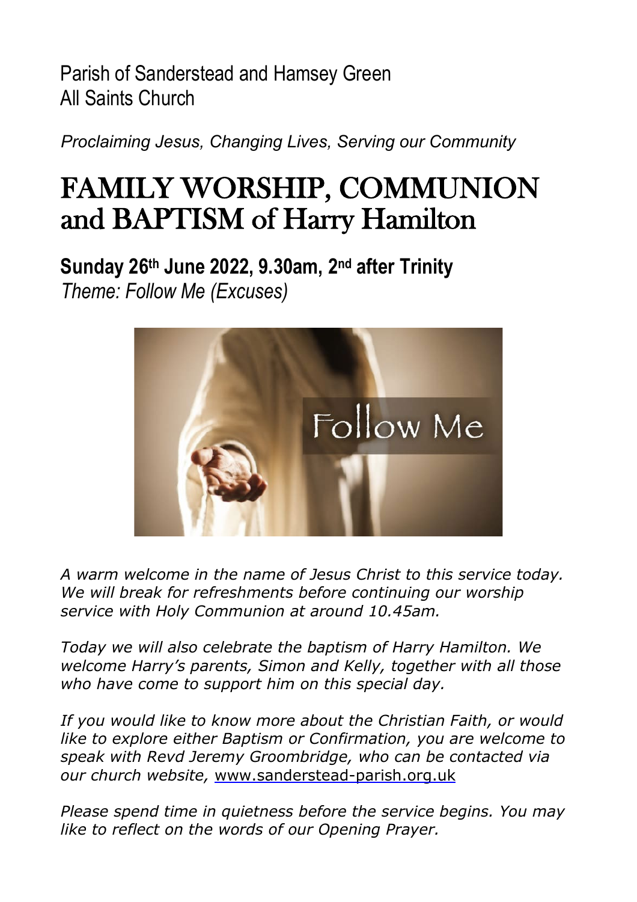Parish of Sanderstead and Hamsey Green
All Saints Church

*Proclaiming Jesus, Changing Lives, Serving our Community*

# FAMILY WORSHIP, COMMUNION and BAPTISM of Harry Hamilton

## Sunday 26th June 2022, 9.30am, 2nd after Trinity

*Theme: Follow Me (Excuses)*

*A warm welcome in the name of Jesus Christ to this service today. We will break for refreshments before continuing our worship service with Holy Communion at around 10.45am.*

*Today we will also celebrate the baptism of Harry Hamilton. We welcome Harry's parents, Simon and Kelly, together with all those who have come to support him on this special day.*

*If you would like to know more about the Christian Faith, or would like to explore either Baptism or Confirmation, you are welcome to speak with Revd Jeremy Groombridge, who can be contacted via our church website,* www.sanderstead-parish.org.uk

*Please spend time in quietness before the service begins. You may like to reflect on the words of our Opening Prayer.*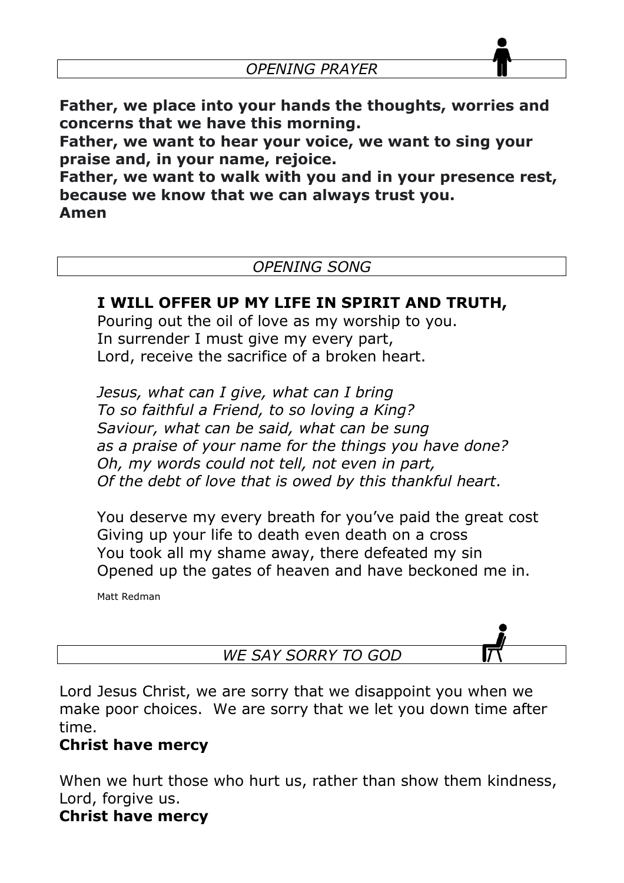## *OPENING PRAYER*

**Father, we place into your hands the thoughts, worries and concerns that we have this morning.**
**Father, we want to hear your voice, we want to sing your praise and, in your name, rejoice.**
**Father, we want to walk with you and in your presence rest, because we know that we can always trust you.**
**Amen**

## *OPENING SONG*

**I WILL OFFER UP MY LIFE IN SPIRIT AND TRUTH,**
Pouring out the oil of love as my worship to you.
In surrender I must give my every part,
Lord, receive the sacrifice of a broken heart.

*Jesus, what can I give, what can I bring*
*To so faithful a Friend, to so loving a King?*
*Saviour, what can be said, what can be sung*
*as a praise of your name for the things you have done?*
*Oh, my words could not tell, not even in part,*
*Of the debt of love that is owed by this thankful heart*.

You deserve my every breath for you've paid the great cost
Giving up your life to death even death on a cross
You took all my shame away, there defeated my sin
Opened up the gates of heaven and have beckoned me in.

Matt Redman

## *WE SAY SORRY TO GOD*

Lord Jesus Christ, we are sorry that we disappoint you when we make poor choices. We are sorry that we let you down time after time.
**Christ have mercy**

When we hurt those who hurt us, rather than show them kindness, Lord, forgive us.
**Christ have mercy**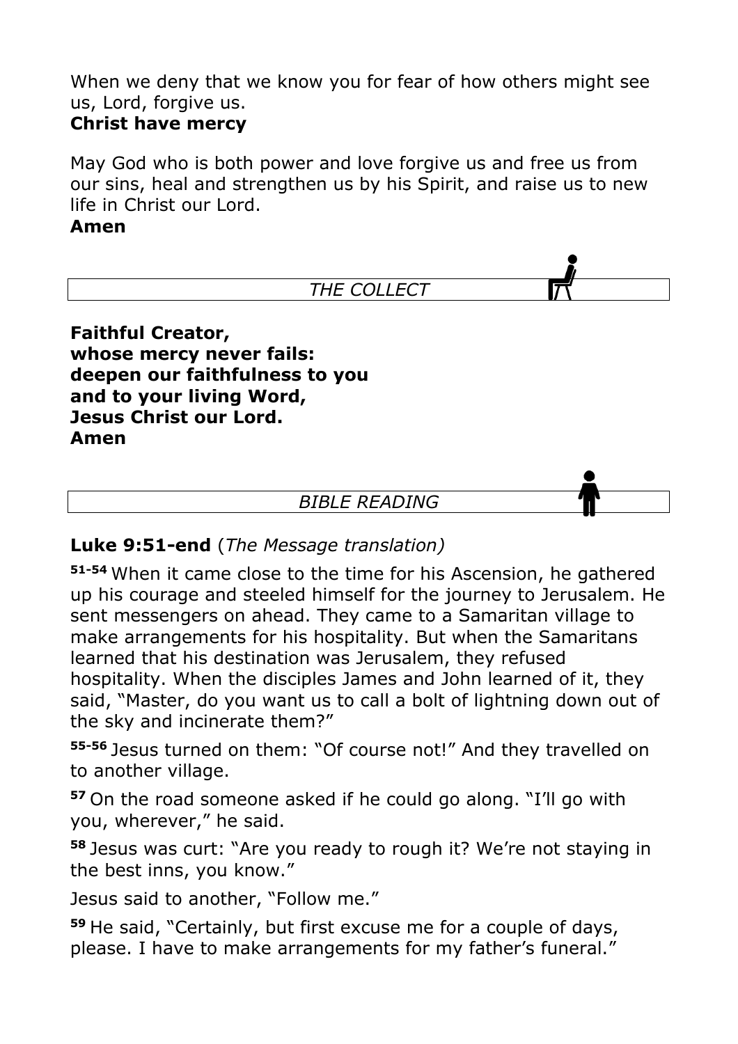When we deny that we know you for fear of how others might see us, Lord, forgive us.
**Christ have mercy**

May God who is both power and love forgive us and free us from our sins, heal and strengthen us by his Spirit, and raise us to new life in Christ our Lord.
**Amen**

## *THE COLLECT*

**Faithful Creator,**
**whose mercy never fails:**
**deepen our faithfulness to you**
**and to your living Word,**
**Jesus Christ our Lord.**
**Amen**

## *BIBLE READING*

**Luke 9:51-end** (*The Message translation)*

**51-54** When it came close to the time for his Ascension, he gathered up his courage and steeled himself for the journey to Jerusalem. He sent messengers on ahead. They came to a Samaritan village to make arrangements for his hospitality. But when the Samaritans learned that his destination was Jerusalem, they refused hospitality. When the disciples James and John learned of it, they said, "Master, do you want us to call a bolt of lightning down out of the sky and incinerate them?"

**55-56** Jesus turned on them: "Of course not!" And they travelled on to another village.

**57** On the road someone asked if he could go along. "I'll go with you, wherever," he said.

**58** Jesus was curt: "Are you ready to rough it? We're not staying in the best inns, you know."

Jesus said to another, "Follow me."

**59** He said, "Certainly, but first excuse me for a couple of days, please. I have to make arrangements for my father's funeral."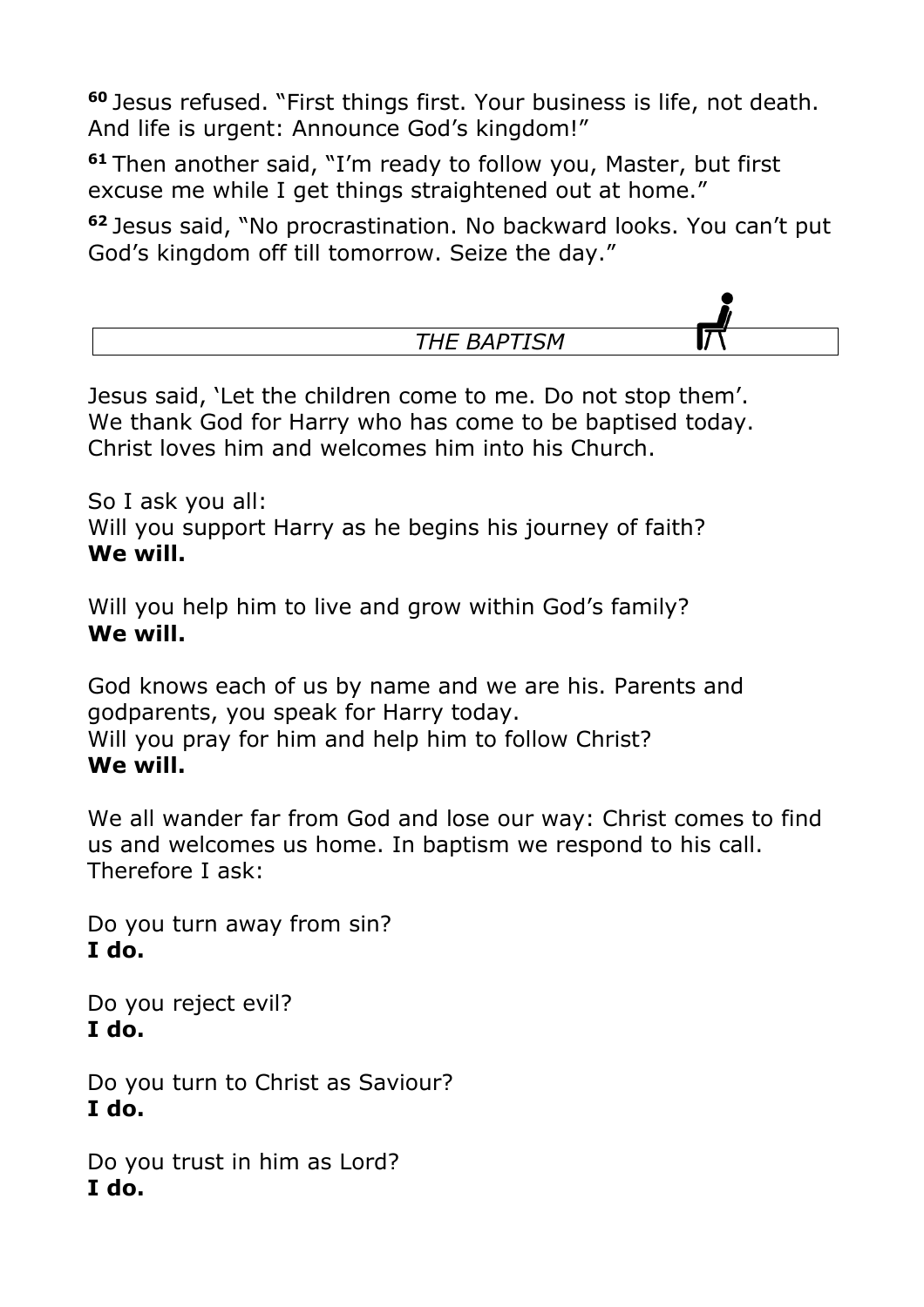[60] Jesus refused. "First things first. Your business is life, not death. And life is urgent: Announce God's kingdom!"

[61] Then another said, "I'm ready to follow you, Master, but first excuse me while I get things straightened out at home."

[62] Jesus said, "No procrastination. No backward looks. You can't put God's kingdom off till tomorrow. Seize the day."

## *THE BAPTISM*

Jesus said, 'Let the children come to me. Do not stop them'.
We thank God for Harry who has come to be baptised today.
Christ loves him and welcomes him into his Church.

So I ask you all:
Will you support Harry as he begins his journey of faith?
**We will.**

Will you help him to live and grow within God's family?
**We will.**

God knows each of us by name and we are his. Parents and godparents, you speak for Harry today.
Will you pray for him and help him to follow Christ?
**We will.**

We all wander far from God and lose our way: Christ comes to find us and welcomes us home. In baptism we respond to his call. Therefore I ask:

Do you turn away from sin?
**I do.**

Do you reject evil?
**I do.**

Do you turn to Christ as Saviour?
**I do.**

Do you trust in him as Lord?
**I do.**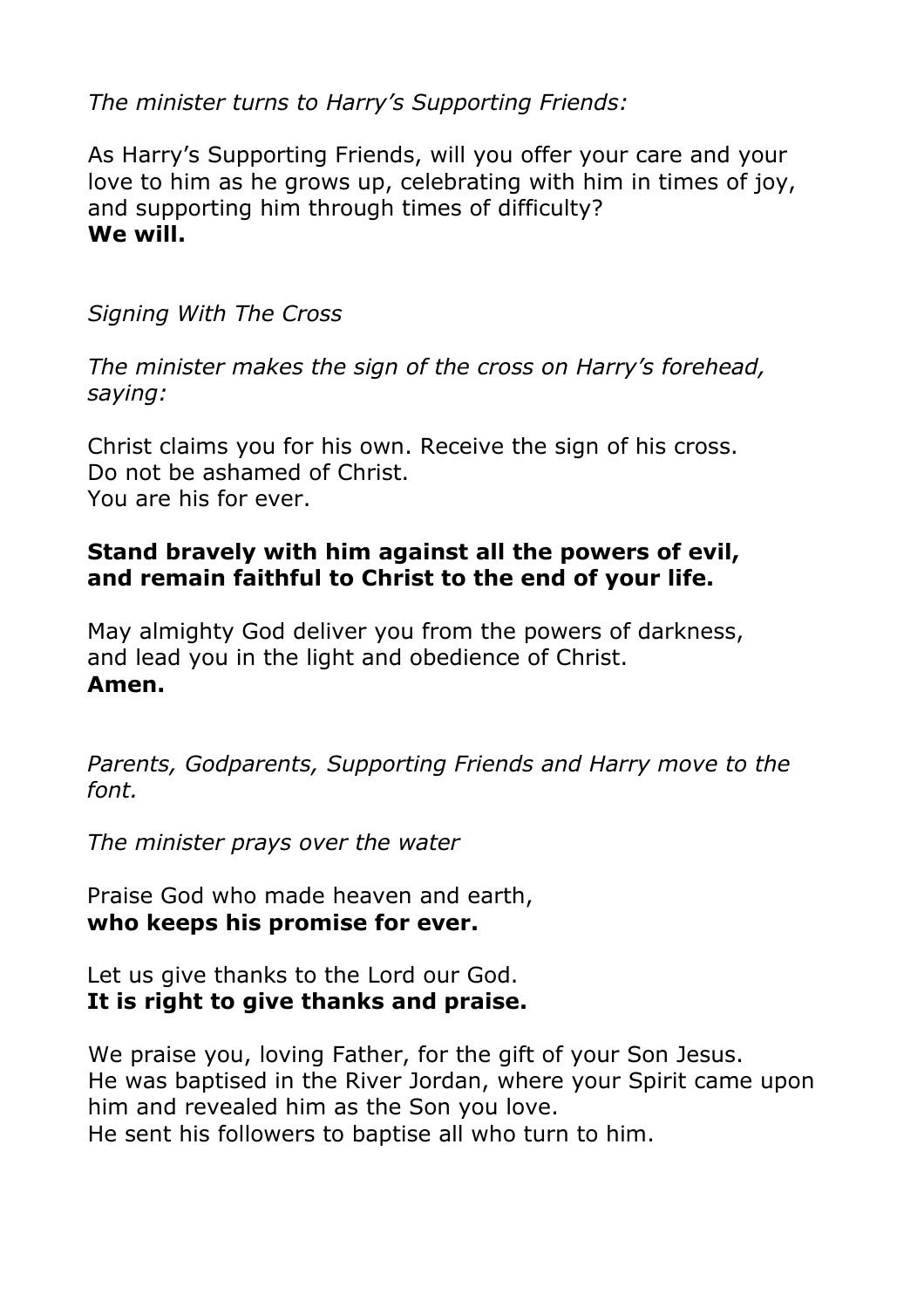*The minister turns to Harry's Supporting Friends:*

As Harry's Supporting Friends, will you offer your care and your love to him as he grows up, celebrating with him in times of joy, and supporting him through times of difficulty?
**We will.**

*Signing With The Cross*

*The minister makes the sign of the cross on Harry's forehead, saying:*

Christ claims you for his own. Receive the sign of his cross.
Do not be ashamed of Christ.
You are his for ever.

**Stand bravely with him against all the powers of evil, and remain faithful to Christ to the end of your life.**

May almighty God deliver you from the powers of darkness, and lead you in the light and obedience of Christ.
**Amen.**

*Parents, Godparents, Supporting Friends and Harry move to the font.*

*The minister prays over the water*

Praise God who made heaven and earth,
**who keeps his promise for ever.**

Let us give thanks to the Lord our God.
**It is right to give thanks and praise.**

We praise you, loving Father, for the gift of your Son Jesus.
He was baptised in the River Jordan, where your Spirit came upon him and revealed him as the Son you love.
He sent his followers to baptise all who turn to him.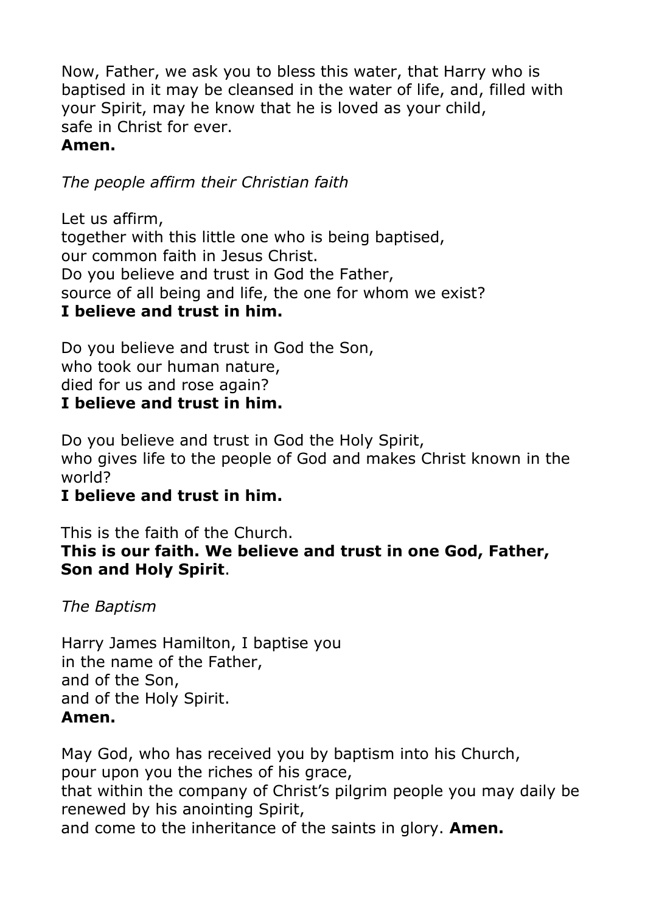Now, Father, we ask you to bless this water, that Harry who is baptised in it may be cleansed in the water of life, and, filled with your Spirit, may he know that he is loved as your child,
safe in Christ for ever.
**Amen.**

*The people affirm their Christian faith*

Let us affirm,
together with this little one who is being baptised,
our common faith in Jesus Christ.
Do you believe and trust in God the Father,
source of all being and life, the one for whom we exist?
**I believe and trust in him.**

Do you believe and trust in God the Son,
who took our human nature,
died for us and rose again?
**I believe and trust in him.**

Do you believe and trust in God the Holy Spirit,
who gives life to the people of God and makes Christ known in the world?
**I believe and trust in him.**

This is the faith of the Church.
**This is our faith. We believe and trust in one God, Father, Son and Holy Spirit**.

*The Baptism*

Harry James Hamilton, I baptise you
in the name of the Father,
and of the Son,
and of the Holy Spirit.
**Amen.**

May God, who has received you by baptism into his Church,
pour upon you the riches of his grace,
that within the company of Christ's pilgrim people you may daily be renewed by his anointing Spirit,
and come to the inheritance of the saints in glory. **Amen.**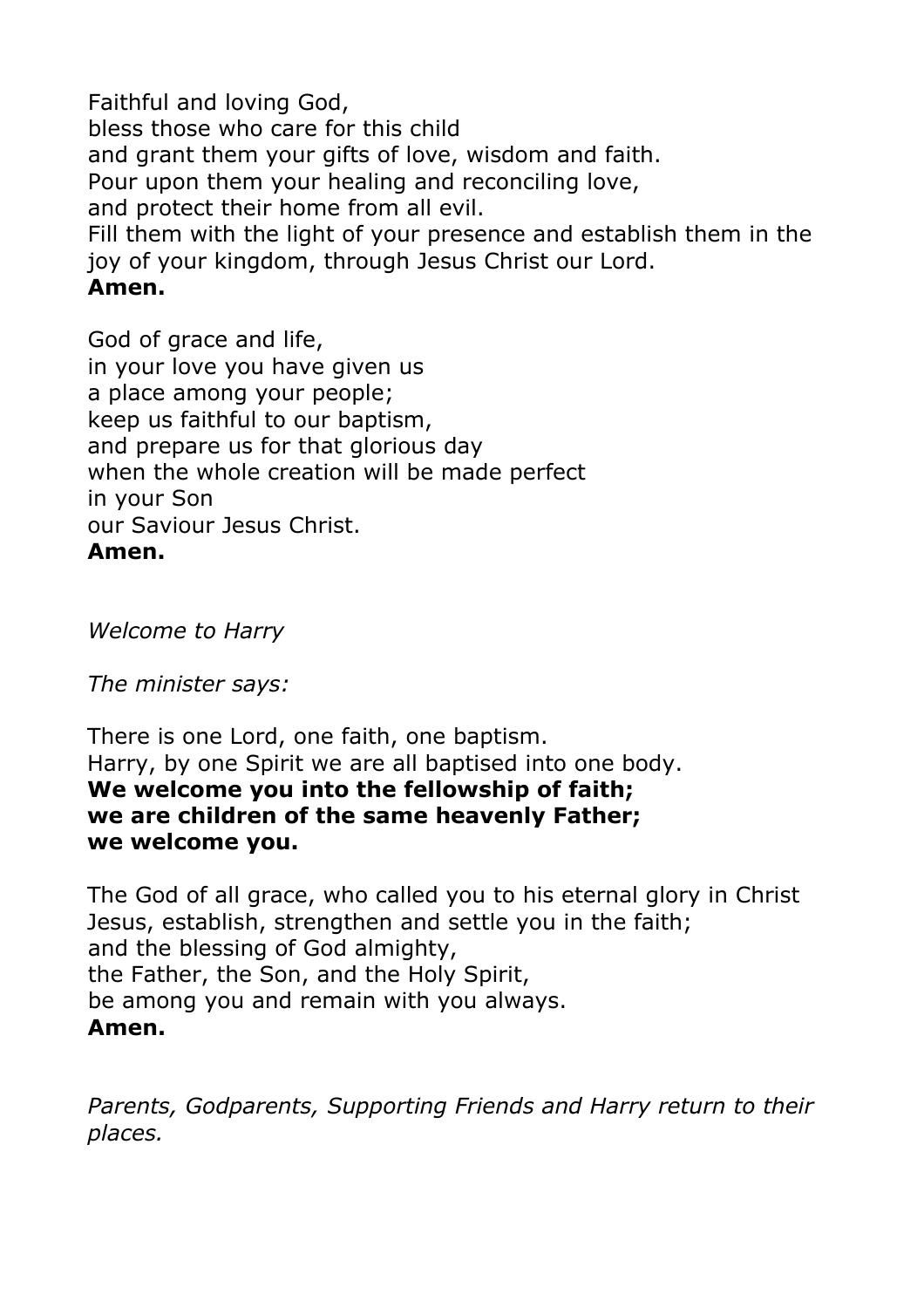Faithful and loving God,
bless those who care for this child
and grant them your gifts of love, wisdom and faith.
Pour upon them your healing and reconciling love,
and protect their home from all evil.
Fill them with the light of your presence and establish them in the joy of your kingdom, through Jesus Christ our Lord.
**Amen.**

God of grace and life,
in your love you have given us
a place among your people;
keep us faithful to our baptism,
and prepare us for that glorious day
when the whole creation will be made perfect
in your Son
our Saviour Jesus Christ.
**Amen.**

*Welcome to Harry*

*The minister says:*

There is one Lord, one faith, one baptism.
Harry, by one Spirit we are all baptised into one body.
**We welcome you into the fellowship of faith;**
**we are children of the same heavenly Father;**
**we welcome you.**

The God of all grace, who called you to his eternal glory in Christ Jesus, establish, strengthen and settle you in the faith;
and the blessing of God almighty,
the Father, the Son, and the Holy Spirit,
be among you and remain with you always.
**Amen.**

*Parents, Godparents, Supporting Friends and Harry return to their places.*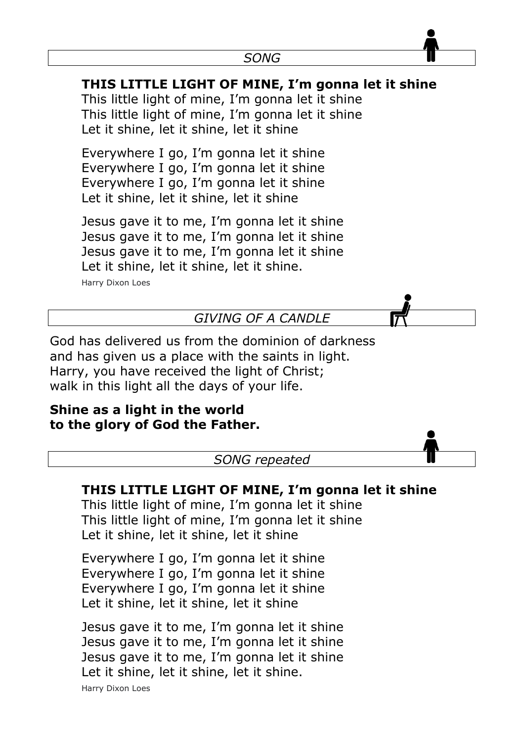*SONG*

**THIS LITTLE LIGHT OF MINE, I'm gonna let it shine**
This little light of mine, I'm gonna let it shine
This little light of mine, I'm gonna let it shine
Let it shine, let it shine, let it shine

Everywhere I go, I'm gonna let it shine
Everywhere I go, I'm gonna let it shine
Everywhere I go, I'm gonna let it shine
Let it shine, let it shine, let it shine

Jesus gave it to me, I'm gonna let it shine
Jesus gave it to me, I'm gonna let it shine
Jesus gave it to me, I'm gonna let it shine
Let it shine, let it shine, let it shine.

Harry Dixon Loes

*GIVING OF A CANDLE*

God has delivered us from the dominion of darkness
and has given us a place with the saints in light.
Harry, you have received the light of Christ;
walk in this light all the days of your life.

**Shine as a light in the world**
**to the glory of God the Father.**

*SONG repeated*

**THIS LITTLE LIGHT OF MINE, I'm gonna let it shine**
This little light of mine, I'm gonna let it shine
This little light of mine, I'm gonna let it shine
Let it shine, let it shine, let it shine

Everywhere I go, I'm gonna let it shine
Everywhere I go, I'm gonna let it shine
Everywhere I go, I'm gonna let it shine
Let it shine, let it shine, let it shine

Jesus gave it to me, I'm gonna let it shine
Jesus gave it to me, I'm gonna let it shine
Jesus gave it to me, I'm gonna let it shine
Let it shine, let it shine, let it shine.

Harry Dixon Loes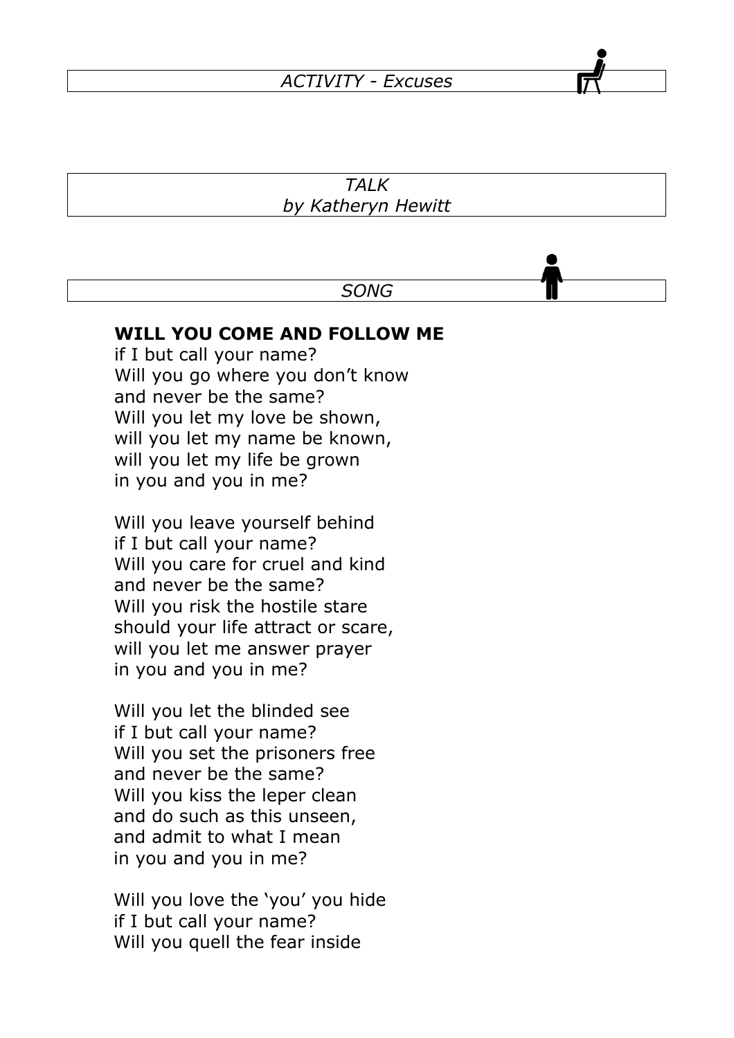*ACTIVITY - Excuses*

*TALK*
*by Katheryn Hewitt*

*SONG*

**WILL YOU COME AND FOLLOW ME**
if I but call your name?
Will you go where you don't know
and never be the same?
Will you let my love be shown,
will you let my name be known,
will you let my life be grown
in you and you in me?

Will you leave yourself behind
if I but call your name?
Will you care for cruel and kind
and never be the same?
Will you risk the hostile stare
should your life attract or scare,
will you let me answer prayer
in you and you in me?

Will you let the blinded see
if I but call your name?
Will you set the prisoners free
and never be the same?
Will you kiss the leper clean
and do such as this unseen,
and admit to what I mean
in you and you in me?

Will you love the 'you' you hide
if I but call your name?
Will you quell the fear inside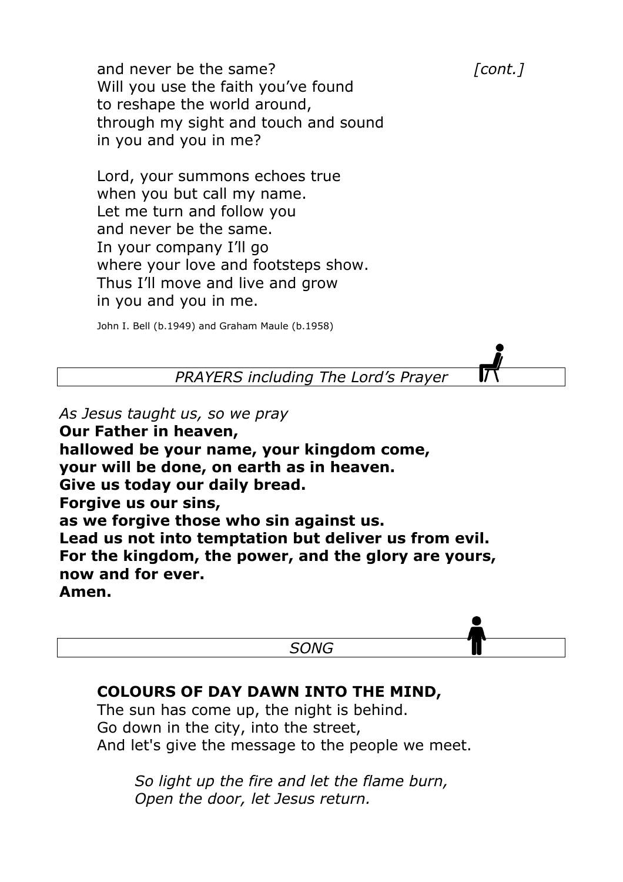and never be the same? *[cont.]*
Will you use the faith you've found
to reshape the world around,
through my sight and touch and sound
in you and you in me?

Lord, your summons echoes true
when you but call my name.
Let me turn and follow you
and never be the same.
In your company I'll go
where your love and footsteps show.
Thus I'll move and live and grow
in you and you in me.

John I. Bell (b.1949) and Graham Maule (b.1958)

*PRAYERS including The Lord's Prayer*

*As Jesus taught us, so we pray*
**Our Father in heaven,**
**hallowed be your name, your kingdom come,**
**your will be done, on earth as in heaven.**
**Give us today our daily bread.**
**Forgive us our sins,**
**as we forgive those who sin against us.**
**Lead us not into temptation but deliver us from evil.**
**For the kingdom, the power, and the glory are yours,**
**now and for ever.**
**Amen.**

*SONG*

**COLOURS OF DAY DAWN INTO THE MIND,**
The sun has come up, the night is behind.
Go down in the city, into the street,
And let's give the message to the people we meet.

*So light up the fire and let the flame burn,*
*Open the door, let Jesus return.*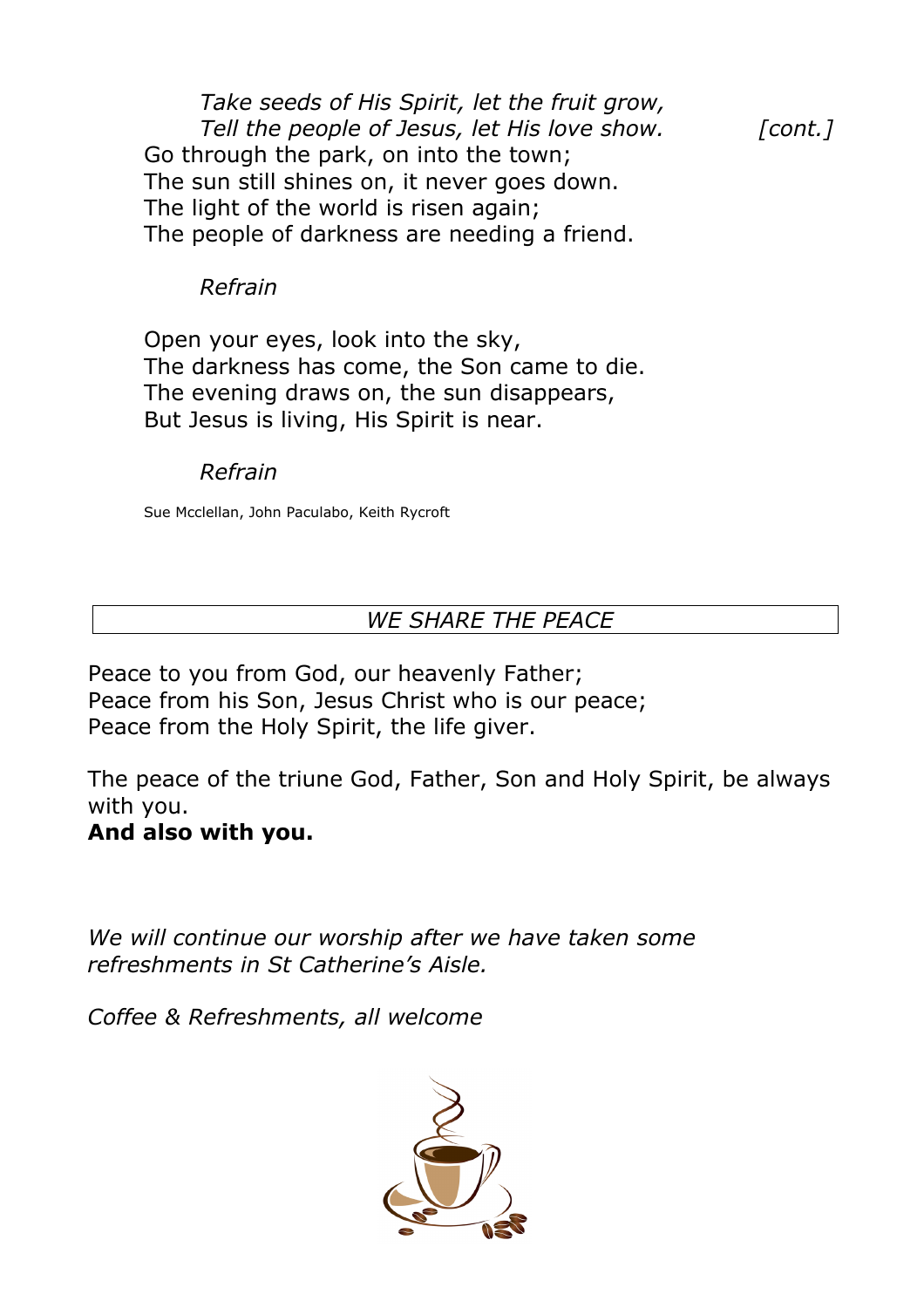*Take seeds of His Spirit, let the fruit grow,*
*Tell the people of Jesus, let His love show.* *[cont.]*

Go through the park, on into the town;
The sun still shines on, it never goes down.
The light of the world is risen again;
The people of darkness are needing a friend.

*Refrain*

Open your eyes, look into the sky,
The darkness has come, the Son came to die.
The evening draws on, the sun disappears,
But Jesus is living, His Spirit is near.

*Refrain*

Sue Mcclellan, John Paculabo, Keith Rycroft

## *WE SHARE THE PEACE*

Peace to you from God, our heavenly Father;
Peace from his Son, Jesus Christ who is our peace;
Peace from the Holy Spirit, the life giver.

The peace of the triune God, Father, Son and Holy Spirit, be always with you.
**And also with you.**

*We will continue our worship after we have taken some refreshments in St Catherine's Aisle.*

*Coffee & Refreshments, all welcome*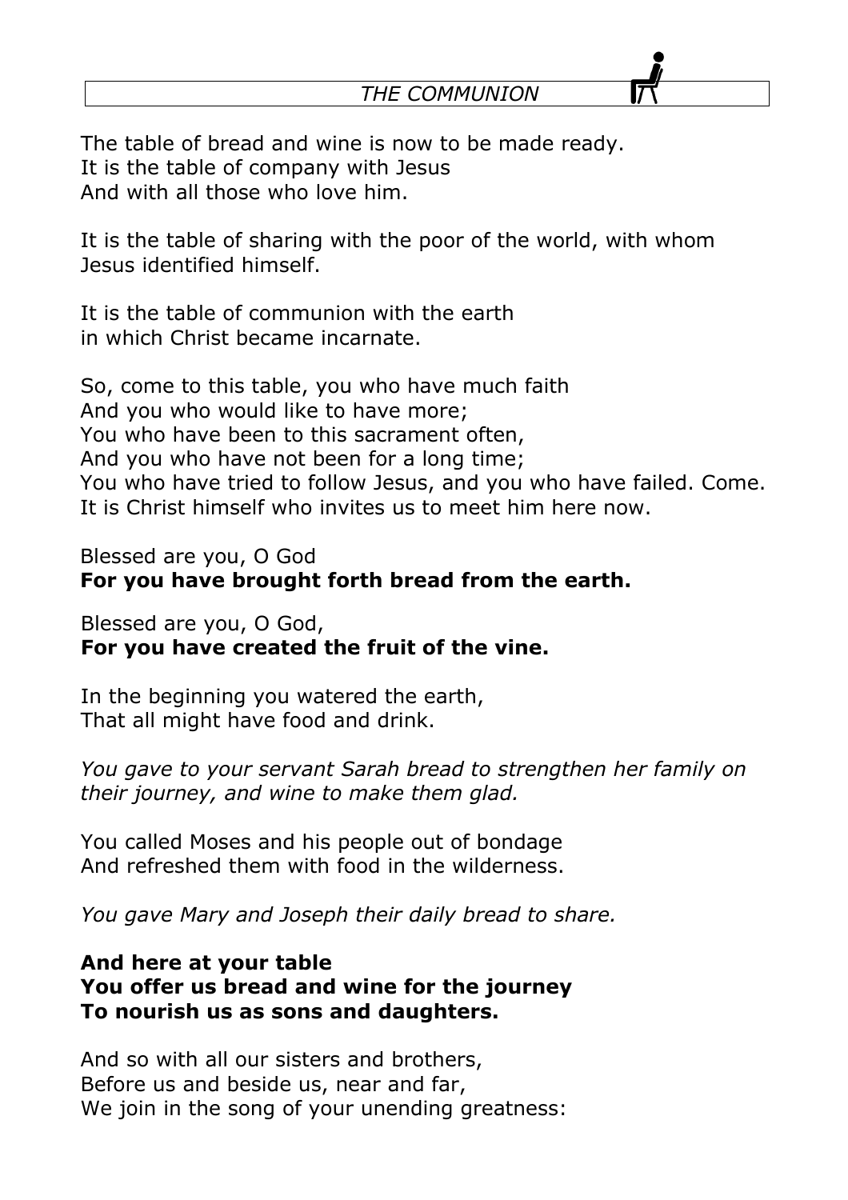## *THE COMMUNION*

The table of bread and wine is now to be made ready.
It is the table of company with Jesus
And with all those who love him.

It is the table of sharing with the poor of the world, with whom Jesus identified himself.

It is the table of communion with the earth
in which Christ became incarnate.

So, come to this table, you who have much faith
And you who would like to have more;
You who have been to this sacrament often,
And you who have not been for a long time;
You who have tried to follow Jesus, and you who have failed. Come.
It is Christ himself who invites us to meet him here now.

Blessed are you, O God
**For you have brought forth bread from the earth.**

Blessed are you, O God,
**For you have created the fruit of the vine.**

In the beginning you watered the earth,
That all might have food and drink.

*You gave to your servant Sarah bread to strengthen her family on their journey, and wine to make them glad.*

You called Moses and his people out of bondage
And refreshed them with food in the wilderness.

*You gave Mary and Joseph their daily bread to share.*

**And here at your table**
**You offer us bread and wine for the journey**
**To nourish us as sons and daughters.**

And so with all our sisters and brothers,
Before us and beside us, near and far,
We join in the song of your unending greatness: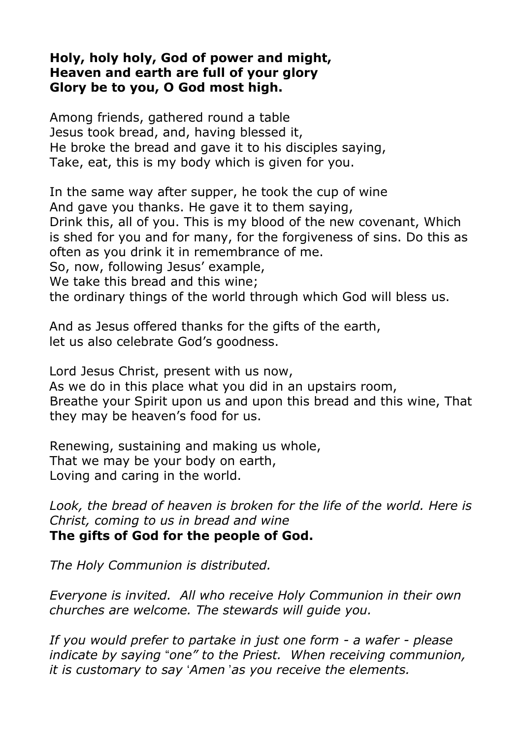**Holy, holy holy, God of power and might,**
**Heaven and earth are full of your glory**
**Glory be to you, O God most high.**

Among friends, gathered round a table
Jesus took bread, and, having blessed it,
He broke the bread and gave it to his disciples saying,
Take, eat, this is my body which is given for you.

In the same way after supper, he took the cup of wine
And gave you thanks. He gave it to them saying,
Drink this, all of you. This is my blood of the new covenant, Which is shed for you and for many, for the forgiveness of sins. Do this as often as you drink it in remembrance of me.
So, now, following Jesus' example,
We take this bread and this wine;
the ordinary things of the world through which God will bless us.

And as Jesus offered thanks for the gifts of the earth,
let us also celebrate God's goodness.

Lord Jesus Christ, present with us now,
As we do in this place what you did in an upstairs room,
Breathe your Spirit upon us and upon this bread and this wine, That they may be heaven's food for us.

Renewing, sustaining and making us whole,
That we may be your body on earth,
Loving and caring in the world.

*Look, the bread of heaven is broken for the life of the world. Here is Christ, coming to us in bread and wine*
**The gifts of God for the people of God.**

*The Holy Communion is distributed.*

*Everyone is invited. All who receive Holy Communion in their own churches are welcome. The stewards will guide you.*

*If you would prefer to partake in just one form - a wafer - please indicate by saying "one" to the Priest. When receiving communion, it is customary to say 'Amen' as you receive the elements.*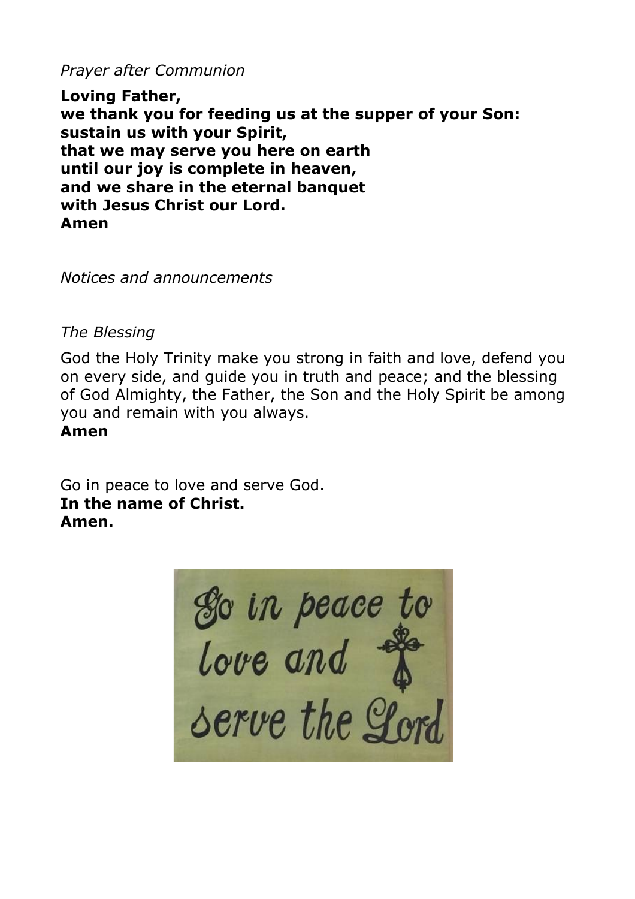*Prayer after Communion*

**Loving Father,**
**we thank you for feeding us at the supper of your Son:**
**sustain us with your Spirit,**
**that we may serve you here on earth**
**until our joy is complete in heaven,**
**and we share in the eternal banquet**
**with Jesus Christ our Lord.**
**Amen**

*Notices and announcements*

*The Blessing*

God the Holy Trinity make you strong in faith and love, defend you on every side, and guide you in truth and peace; and the blessing of God Almighty, the Father, the Son and the Holy Spirit be among you and remain with you always.
**Amen**

Go in peace to love and serve God.
**In the name of Christ.**
**Amen.**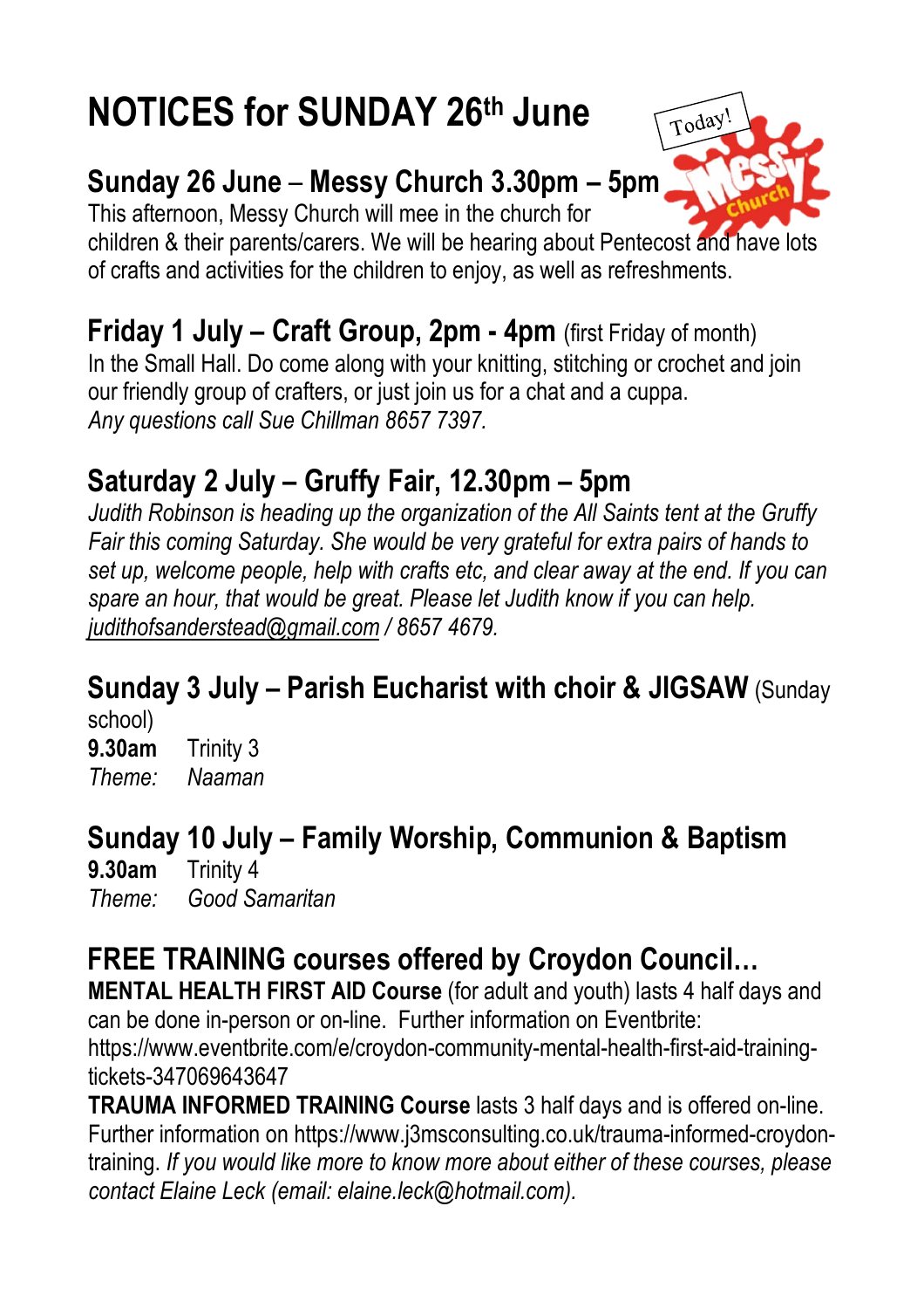# NOTICES for SUNDAY 26th June

## Sunday 26 June – Messy Church 3.30pm – 5pm

This afternoon, Messy Church will mee in the church for children & their parents/carers. We will be hearing about Pentecost and have lots of crafts and activities for the children to enjoy, as well as refreshments.

## Friday 1 July – Craft Group, 2pm - 4pm (first Friday of month)

In the Small Hall. Do come along with your knitting, stitching or crochet and join our friendly group of crafters, or just join us for a chat and a cuppa.
*Any questions call Sue Chillman 8657 7397.*

## Saturday 2 July – Gruffy Fair, 12.30pm – 5pm

*Judith Robinson is heading up the organization of the All Saints tent at the Gruffy Fair this coming Saturday. She would be very grateful for extra pairs of hands to set up, welcome people, help with crafts etc, and clear away at the end. If you can spare an hour, that would be great. Please let Judith know if you can help. judithofsanderstead@gmail.com / 8657 4679.*

## Sunday 3 July – Parish Eucharist with choir & JIGSAW (Sunday school)

**9.30am** Trinity 3
*Theme:* *Naaman*

## Sunday 10 July – Family Worship, Communion & Baptism

**9.30am** Trinity 4
*Theme:* *Good Samaritan*

## FREE TRAINING courses offered by Croydon Council…

**MENTAL HEALTH FIRST AID Course** (for adult and youth) lasts 4 half days and can be done in-person or on-line. Further information on Eventbrite: https://www.eventbrite.com/e/croydon-community-mental-health-first-aid-training-tickets-347069643647

**TRAUMA INFORMED TRAINING Course** lasts 3 half days and is offered on-line. Further information on https://www.j3msconsulting.co.uk/trauma-informed-croydon-training. *If you would like more to know more about either of these courses, please contact Elaine Leck (email: elaine.leck@hotmail.com).*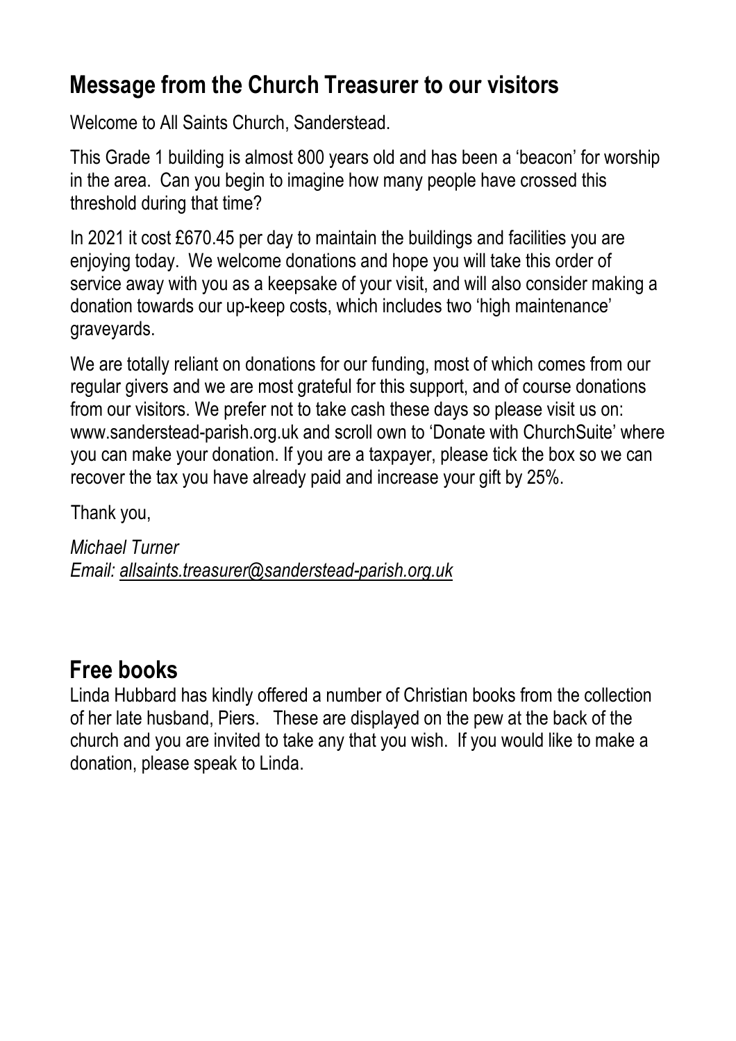## Message from the Church Treasurer to our visitors

Welcome to All Saints Church, Sanderstead.

This Grade 1 building is almost 800 years old and has been a 'beacon' for worship in the area. Can you begin to imagine how many people have crossed this threshold during that time?

In 2021 it cost £670.45 per day to maintain the buildings and facilities you are enjoying today. We welcome donations and hope you will take this order of service away with you as a keepsake of your visit, and will also consider making a donation towards our up-keep costs, which includes two 'high maintenance' graveyards.

We are totally reliant on donations for our funding, most of which comes from our regular givers and we are most grateful for this support, and of course donations from our visitors. We prefer not to take cash these days so please visit us on: www.sanderstead-parish.org.uk and scroll own to 'Donate with ChurchSuite' where you can make your donation. If you are a taxpayer, please tick the box so we can recover the tax you have already paid and increase your gift by 25%.

Thank you,

*Michael Turner*
*Email: allsaints.treasurer@sanderstead-parish.org.uk*

## Free books

Linda Hubbard has kindly offered a number of Christian books from the collection of her late husband, Piers. These are displayed on the pew at the back of the church and you are invited to take any that you wish. If you would like to make a donation, please speak to Linda.